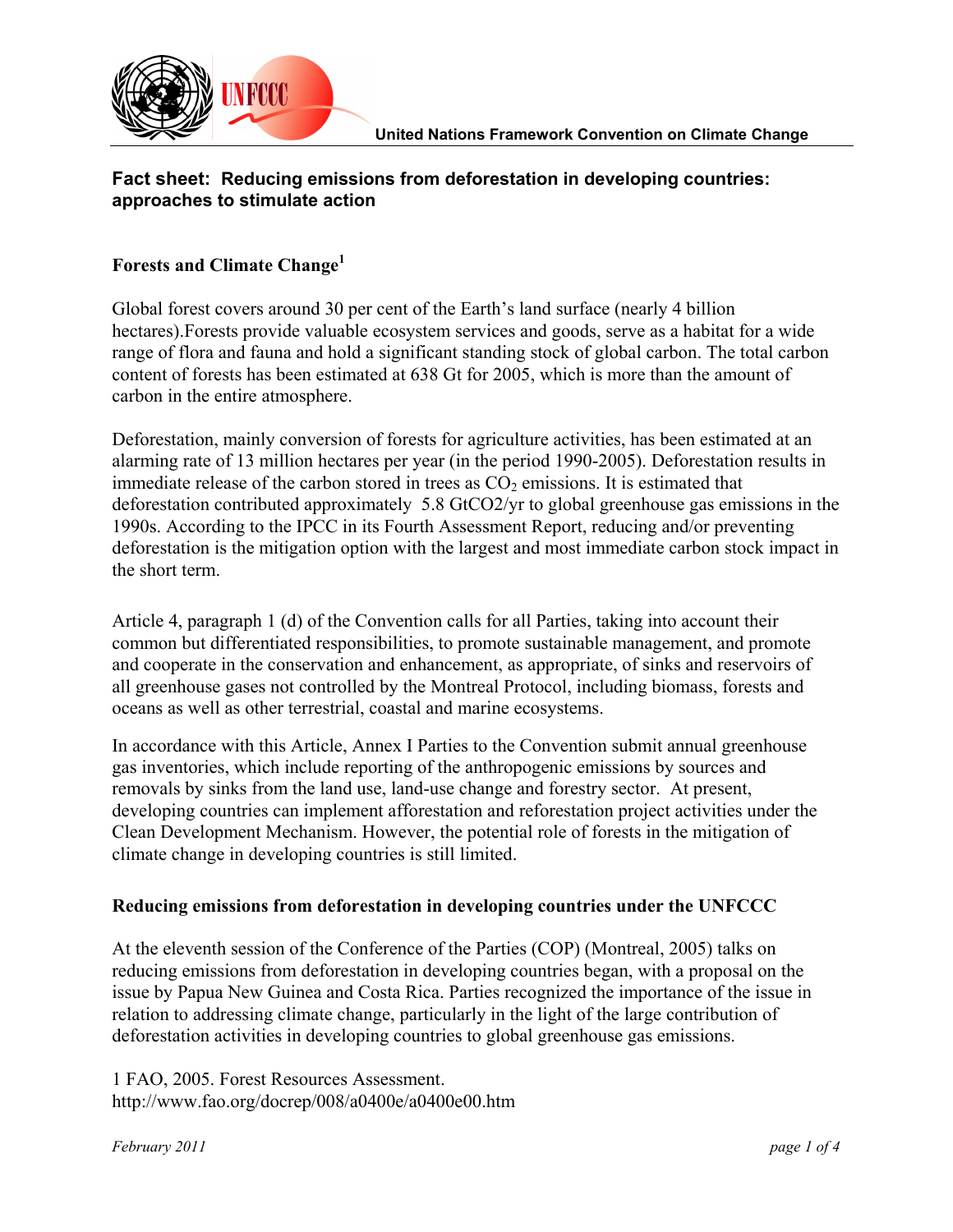United Nations Framework Convention on Climate Change

# Fact sheet: Reducing emissions from deforestation in developing countries: approaches to stimulate action

## Forests and Climate Change[1]

Global forest covers around 30 per cent of the Earth's land surface (nearly 4 billion hectares).Forests provide valuable ecosystem services and goods, serve as a habitat for a wide range of flora and fauna and hold a significant standing stock of global carbon. The total carbon content of forests has been estimated at 638 Gt for 2005, which is more than the amount of carbon in the entire atmosphere.

Deforestation, mainly conversion of forests for agriculture activities, has been estimated at an alarming rate of 13 million hectares per year (in the period 1990-2005). Deforestation results in immediate release of the carbon stored in trees as $CO_2$ emissions. It is estimated that deforestation contributed approximately 5.8 GtCO2/yr to global greenhouse gas emissions in the 1990s. According to the IPCC in its Fourth Assessment Report, reducing and/or preventing deforestation is the mitigation option with the largest and most immediate carbon stock impact in the short term.

Article 4, paragraph 1 (d) of the Convention calls for all Parties, taking into account their common but differentiated responsibilities, to promote sustainable management, and promote and cooperate in the conservation and enhancement, as appropriate, of sinks and reservoirs of all greenhouse gases not controlled by the Montreal Protocol, including biomass, forests and oceans as well as other terrestrial, coastal and marine ecosystems.

In accordance with this Article, Annex I Parties to the Convention submit annual greenhouse gas inventories, which include reporting of the anthropogenic emissions by sources and removals by sinks from the land use, land-use change and forestry sector. At present, developing countries can implement afforestation and reforestation project activities under the Clean Development Mechanism. However, the potential role of forests in the mitigation of climate change in developing countries is still limited.

## Reducing emissions from deforestation in developing countries under the UNFCCC

At the eleventh session of the Conference of the Parties (COP) (Montreal, 2005) talks on reducing emissions from deforestation in developing countries began, with a proposal on the issue by Papua New Guinea and Costa Rica. Parties recognized the importance of the issue in relation to addressing climate change, particularly in the light of the large contribution of deforestation activities in developing countries to global greenhouse gas emissions.

1 FAO, 2005. Forest Resources Assessment. http://www.fao.org/docrep/008/a0400e/a0400e00.htm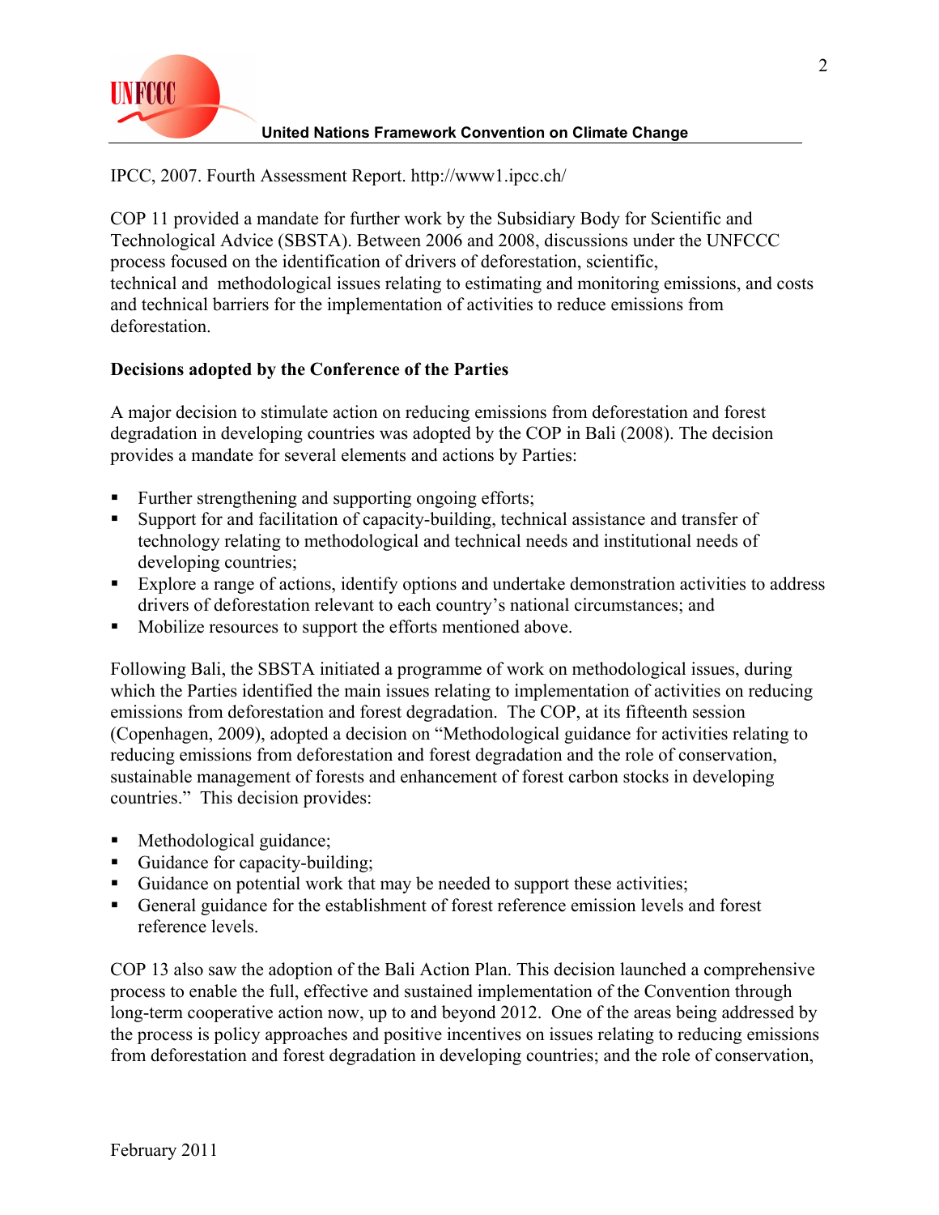IPCC, 2007. Fourth Assessment Report. http://www1.ipcc.ch/

COP 11 provided a mandate for further work by the Subsidiary Body for Scientific and Technological Advice (SBSTA). Between 2006 and 2008, discussions under the UNFCCC process focused on the identification of drivers of deforestation, scientific, technical and methodological issues relating to estimating and monitoring emissions, and costs and technical barriers for the implementation of activities to reduce emissions from deforestation.

**Decisions adopted by the Conference of the Parties**

A major decision to stimulate action on reducing emissions from deforestation and forest degradation in developing countries was adopted by the COP in Bali (2008). The decision provides a mandate for several elements and actions by Parties:

- Further strengthening and supporting ongoing efforts;
- Support for and facilitation of capacity-building, technical assistance and transfer of technology relating to methodological and technical needs and institutional needs of developing countries;
- Explore a range of actions, identify options and undertake demonstration activities to address drivers of deforestation relevant to each country's national circumstances; and
- Mobilize resources to support the efforts mentioned above.

Following Bali, the SBSTA initiated a programme of work on methodological issues, during which the Parties identified the main issues relating to implementation of activities on reducing emissions from deforestation and forest degradation. The COP, at its fifteenth session (Copenhagen, 2009), adopted a decision on "Methodological guidance for activities relating to reducing emissions from deforestation and forest degradation and the role of conservation, sustainable management of forests and enhancement of forest carbon stocks in developing countries." This decision provides:

- Methodological guidance;
- Guidance for capacity-building;
- Guidance on potential work that may be needed to support these activities;
- General guidance for the establishment of forest reference emission levels and forest reference levels.

COP 13 also saw the adoption of the Bali Action Plan. This decision launched a comprehensive process to enable the full, effective and sustained implementation of the Convention through long-term cooperative action now, up to and beyond 2012. One of the areas being addressed by the process is policy approaches and positive incentives on issues relating to reducing emissions from deforestation and forest degradation in developing countries; and the role of conservation,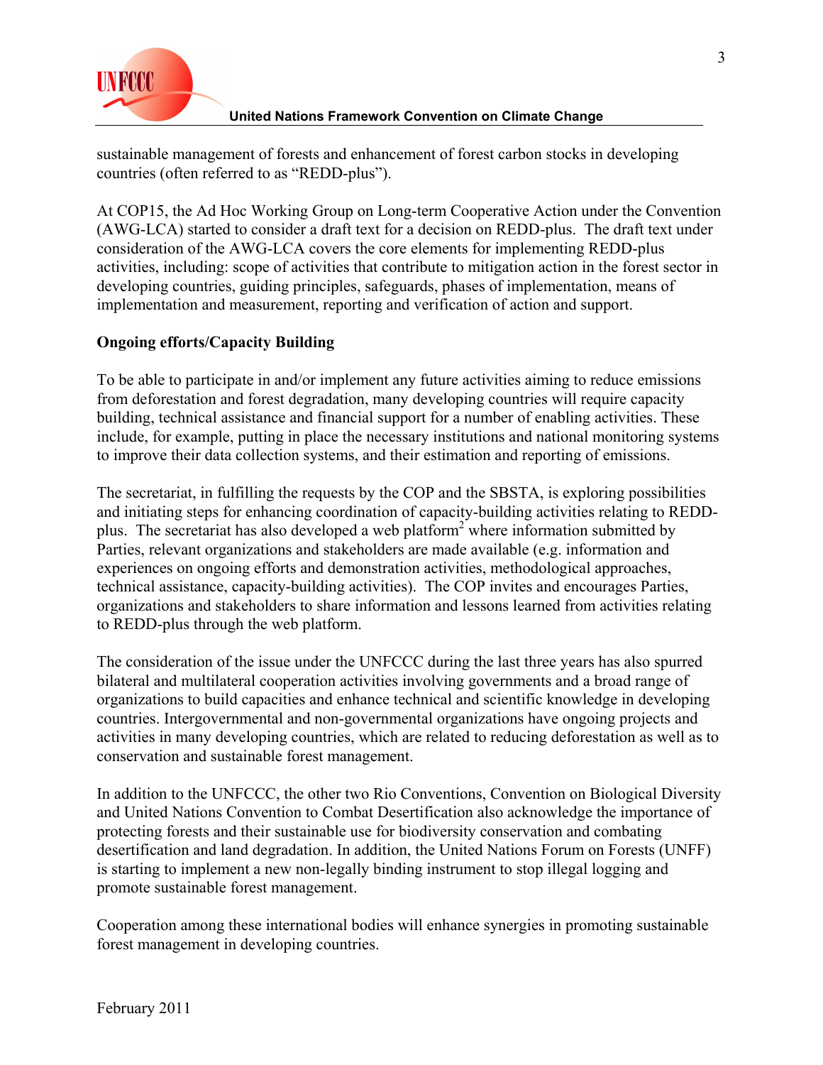sustainable management of forests and enhancement of forest carbon stocks in developing countries (often referred to as "REDD-plus").

At COP15, the Ad Hoc Working Group on Long-term Cooperative Action under the Convention (AWG-LCA) started to consider a draft text for a decision on REDD-plus. The draft text under consideration of the AWG-LCA covers the core elements for implementing REDD-plus activities, including: scope of activities that contribute to mitigation action in the forest sector in developing countries, guiding principles, safeguards, phases of implementation, means of implementation and measurement, reporting and verification of action and support.

**Ongoing efforts/Capacity Building**

To be able to participate in and/or implement any future activities aiming to reduce emissions from deforestation and forest degradation, many developing countries will require capacity building, technical assistance and financial support for a number of enabling activities. These include, for example, putting in place the necessary institutions and national monitoring systems to improve their data collection systems, and their estimation and reporting of emissions.

The secretariat, in fulfilling the requests by the COP and the SBSTA, is exploring possibilities and initiating steps for enhancing coordination of capacity-building activities relating to REDD-plus. The secretariat has also developed a web platform[2] where information submitted by Parties, relevant organizations and stakeholders are made available (e.g. information and experiences on ongoing efforts and demonstration activities, methodological approaches, technical assistance, capacity-building activities). The COP invites and encourages Parties, organizations and stakeholders to share information and lessons learned from activities relating to REDD-plus through the web platform.

The consideration of the issue under the UNFCCC during the last three years has also spurred bilateral and multilateral cooperation activities involving governments and a broad range of organizations to build capacities and enhance technical and scientific knowledge in developing countries. Intergovernmental and non-governmental organizations have ongoing projects and activities in many developing countries, which are related to reducing deforestation as well as to conservation and sustainable forest management.

In addition to the UNFCCC, the other two Rio Conventions, Convention on Biological Diversity and United Nations Convention to Combat Desertification also acknowledge the importance of protecting forests and their sustainable use for biodiversity conservation and combating desertification and land degradation. In addition, the United Nations Forum on Forests (UNFF) is starting to implement a new non-legally binding instrument to stop illegal logging and promote sustainable forest management.

Cooperation among these international bodies will enhance synergies in promoting sustainable forest management in developing countries.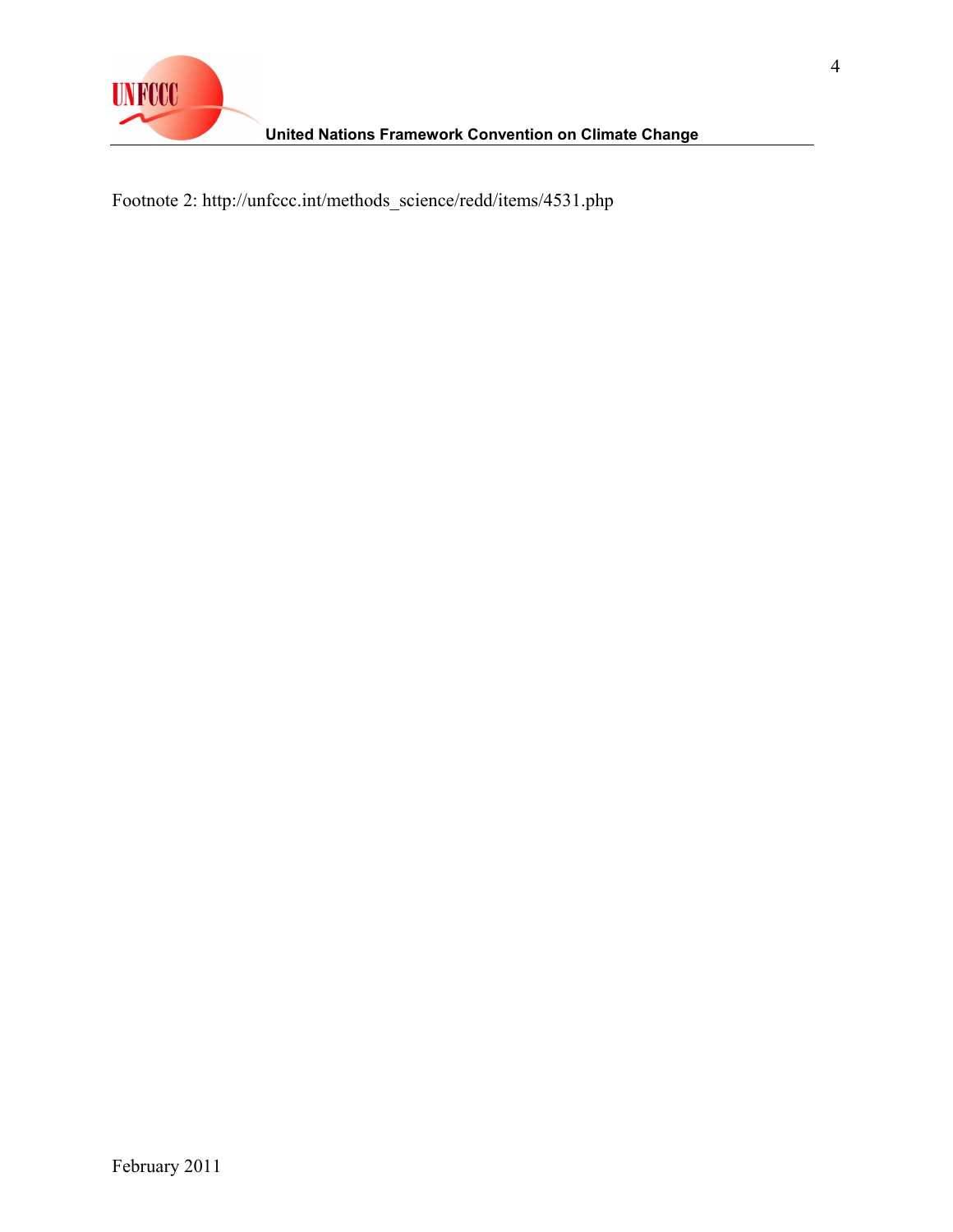Footnote 2: http://unfccc.int/methods_science/redd/items/4531.php